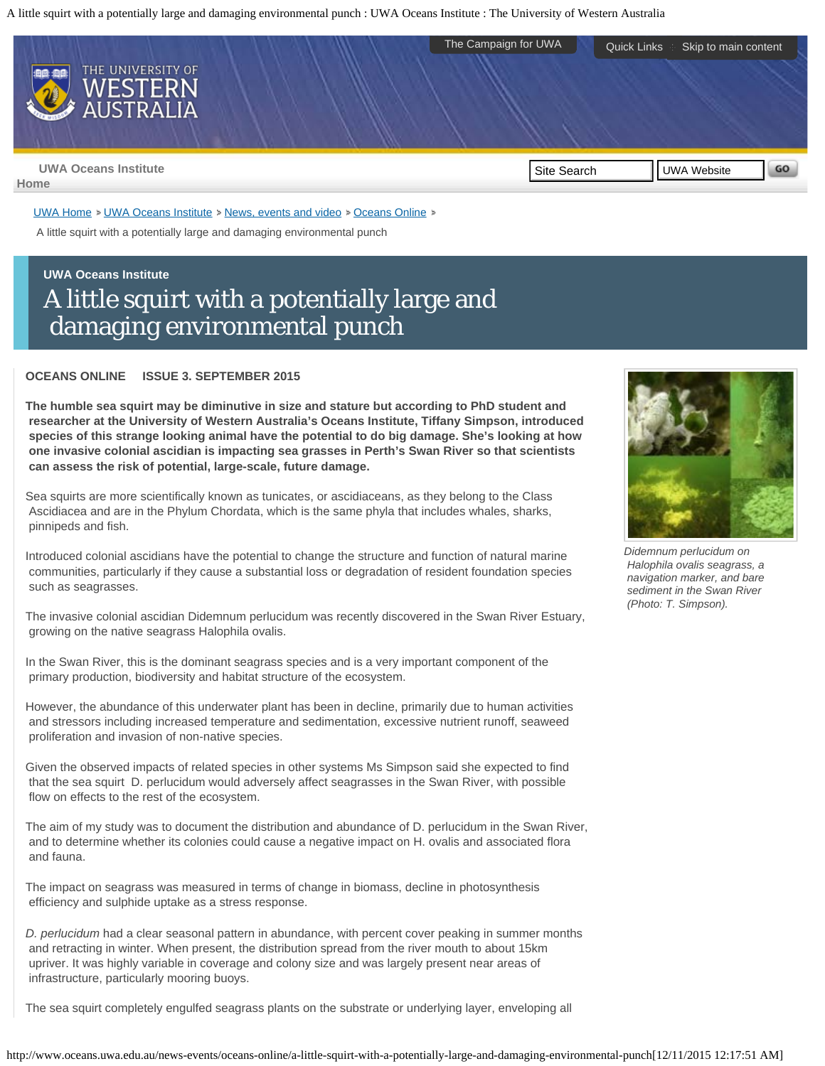UWA Oceans Institute

# A little squirt with a potentially large and damaging environmental punch

**OCEANS ONLINE ISSUE 3. SEPTEMBER 2015**

**The humble sea squirt may be diminutive in size and stature but according to PhD student and researcher at the University of Western Australia's Oceans Institute, Tiffany Simpson, introduced species of this strange looking animal have the potential to do big damage. She's looking at how one invasive colonial ascidian is impacting sea grasses in Perth's Swan River so that scientists can assess the risk of potential, large-scale, future damage.**

*Didemnum perlucidum on Halophila ovalis seagrass, a navigation marker, and bare sediment in the Swan River (Photo: T. Simpson).*

Sea squirts are more scientifically known as tunicates, or ascidiaceans, as they belong to the Class Ascidiacea and are in the Phylum Chordata, which is the same phyla that includes whales, sharks, pinnipeds and fish.

Introduced colonial ascidians have the potential to change the structure and function of natural marine communities, particularly if they cause a substantial loss or degradation of resident foundation species such as seagrasses.

The invasive colonial ascidian Didemnum perlucidum was recently discovered in the Swan River Estuary, growing on the native seagrass Halophila ovalis.

In the Swan River, this is the dominant seagrass species and is a very important component of the primary production, biodiversity and habitat structure of the ecosystem.

However, the abundance of this underwater plant has been in decline, primarily due to human activities and stressors including increased temperature and sedimentation, excessive nutrient runoff, seaweed proliferation and invasion of non-native species.

Given the observed impacts of related species in other systems Ms Simpson said she expected to find that the sea squirt D. perlucidum would adversely affect seagrasses in the Swan River, with possible flow on effects to the rest of the ecosystem.

The aim of my study was to document the distribution and abundance of D. perlucidum in the Swan River, and to determine whether its colonies could cause a negative impact on H. ovalis and associated flora and fauna.

The impact on seagrass was measured in terms of change in biomass, decline in photosynthesis efficiency and sulphide uptake as a stress response.

*D. perlucidum* had a clear seasonal pattern in abundance, with percent cover peaking in summer months and retracting in winter. When present, the distribution spread from the river mouth to about 15km upriver. It was highly variable in coverage and colony size and was largely present near areas of infrastructure, particularly mooring buoys.

The sea squirt completely engulfed seagrass plants on the substrate or underlying layer, enveloping all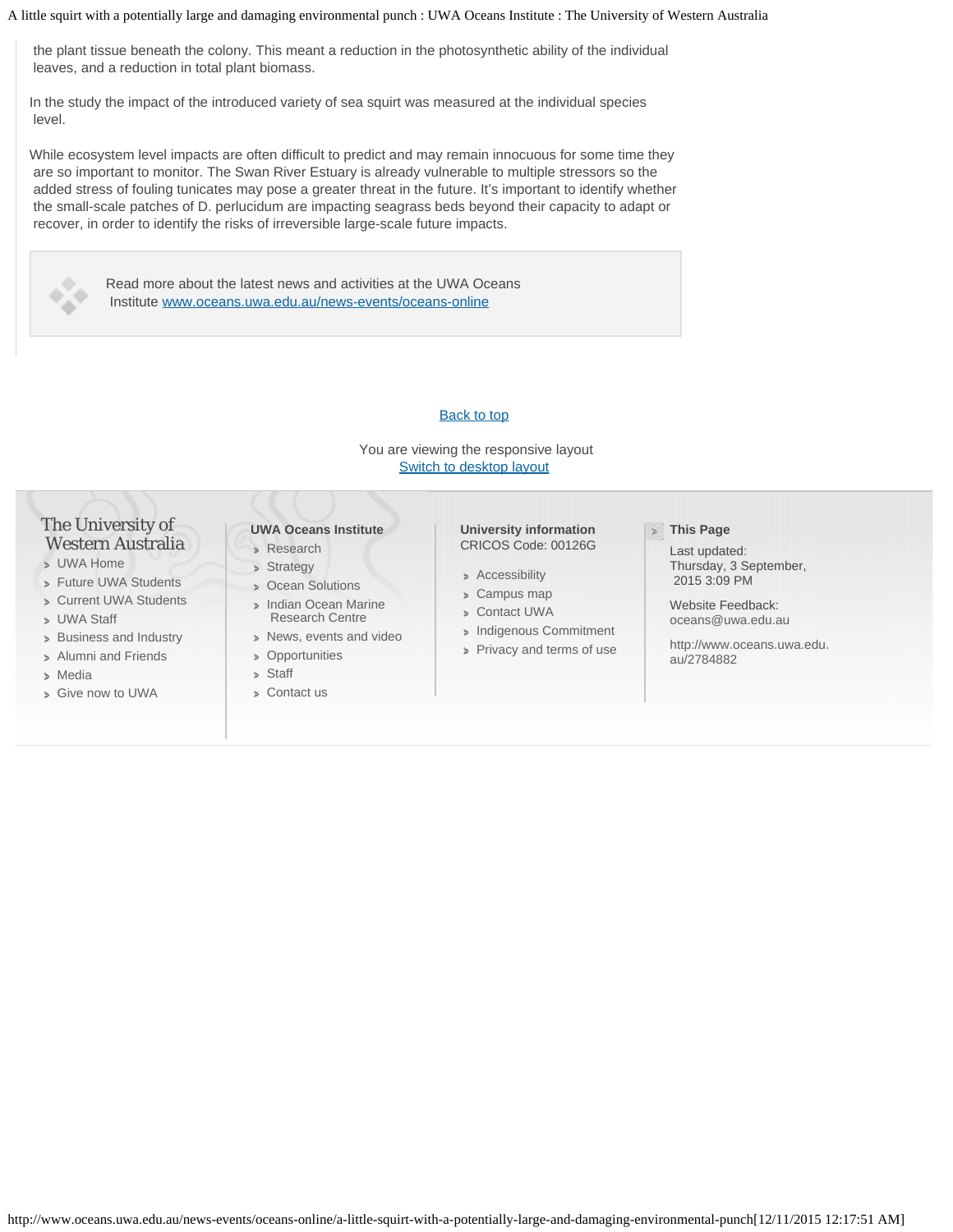the plant tissue beneath the colony. This meant a reduction in the photosynthetic ability of the individual leaves, and a reduction in total plant biomass.

In the study the impact of the introduced variety of sea squirt was measured at the individual species level.

While ecosystem level impacts are often difficult to predict and may remain innocuous for some time they are so important to monitor. The Swan River Estuary is already vulnerable to multiple stressors so the added stress of fouling tunicates may pose a greater threat in the future. It's important to identify whether the small-scale patches of D. perlucidum are impacting seagrass beds beyond their capacity to adapt or recover, in order to identify the risks of irreversible large-scale future impacts.

Read more about the latest news and activities at the UWA Oceans Institute [www.oceans.uwa.edu.au/news-events/oceans-online](www.oceans.uwa.edu.au/news-events/oceans-online)

Back to top

You are viewing the responsive layout
Switch to desktop layout

**The University of Western Australia**

- UWA Home
- Future UWA Students
- Current UWA Students
- UWA Staff
- Business and Industry
- Alumni and Friends
- Media
- Give now to UWA

**UWA Oceans Institute**

- Research
- Strategy
- Ocean Solutions
- Indian Ocean Marine Research Centre
- News, events and video
- Opportunities
- Staff
- Contact us

**University information**

CRICOS Code: 00126G

- Accessibility
- Campus map
- Contact UWA
- Indigenous Commitment
- Privacy and terms of use

**This Page**

Last updated:
Thursday, 3 September, 2015 3:09 PM

Website Feedback:
oceans@uwa.edu.au

http://www.oceans.uwa.edu.au/2784882